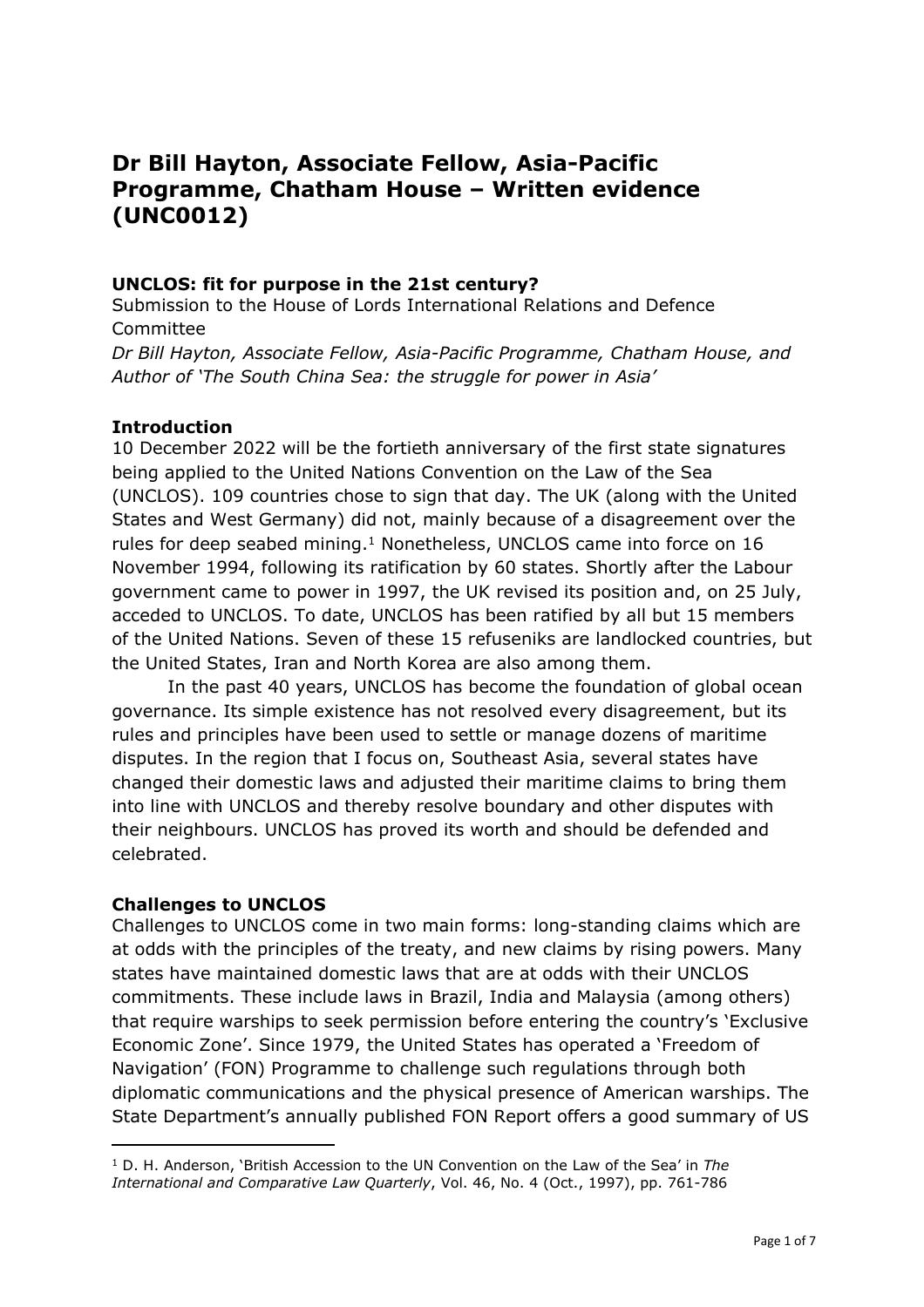# Dr Bill Hayton, Associate Fellow, Asia-Pacific Programme, Chatham House – Written evidence (UNC0012)

**UNCLOS: fit for purpose in the 21st century?**

Submission to the House of Lords International Relations and Defence Committee

*Dr Bill Hayton, Associate Fellow, Asia-Pacific Programme, Chatham House, and Author of 'The South China Sea: the struggle for power in Asia'*

**Introduction**

10 December 2022 will be the fortieth anniversary of the first state signatures being applied to the United Nations Convention on the Law of the Sea (UNCLOS). 109 countries chose to sign that day. The UK (along with the United States and West Germany) did not, mainly because of a disagreement over the rules for deep seabed mining.[1] Nonetheless, UNCLOS came into force on 16 November 1994, following its ratification by 60 states. Shortly after the Labour government came to power in 1997, the UK revised its position and, on 25 July, acceded to UNCLOS. To date, UNCLOS has been ratified by all but 15 members of the United Nations. Seven of these 15 refuseniks are landlocked countries, but the United States, Iran and North Korea are also among them.

In the past 40 years, UNCLOS has become the foundation of global ocean governance. Its simple existence has not resolved every disagreement, but its rules and principles have been used to settle or manage dozens of maritime disputes. In the region that I focus on, Southeast Asia, several states have changed their domestic laws and adjusted their maritime claims to bring them into line with UNCLOS and thereby resolve boundary and other disputes with their neighbours. UNCLOS has proved its worth and should be defended and celebrated.

**Challenges to UNCLOS**

Challenges to UNCLOS come in two main forms: long-standing claims which are at odds with the principles of the treaty, and new claims by rising powers. Many states have maintained domestic laws that are at odds with their UNCLOS commitments. These include laws in Brazil, India and Malaysia (among others) that require warships to seek permission before entering the country's 'Exclusive Economic Zone'. Since 1979, the United States has operated a 'Freedom of Navigation' (FON) Programme to challenge such regulations through both diplomatic communications and the physical presence of American warships. The State Department's annually published FON Report offers a good summary of US

---

[1] D. H. Anderson, 'British Accession to the UN Convention on the Law of the Sea' in *The International and Comparative Law Quarterly*, Vol. 46, No. 4 (Oct., 1997), pp. 761-786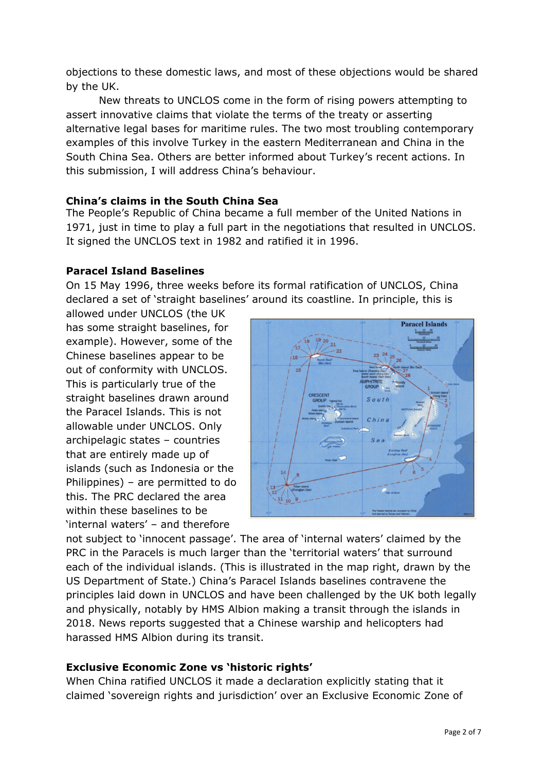objections to these domestic laws, and most of these objections would be shared by the UK.

New threats to UNCLOS come in the form of rising powers attempting to assert innovative claims that violate the terms of the treaty or asserting alternative legal bases for maritime rules. The two most troubling contemporary examples of this involve Turkey in the eastern Mediterranean and China in the South China Sea. Others are better informed about Turkey's recent actions. In this submission, I will address China's behaviour.

**China's claims in the South China Sea**

The People's Republic of China became a full member of the United Nations in 1971, just in time to play a full part in the negotiations that resulted in UNCLOS. It signed the UNCLOS text in 1982 and ratified it in 1996.

**Paracel Island Baselines**

On 15 May 1996, three weeks before its formal ratification of UNCLOS, China declared a set of 'straight baselines' around its coastline. In principle, this is allowed under UNCLOS (the UK has some straight baselines, for example). However, some of the Chinese baselines appear to be out of conformity with UNCLOS. This is particularly true of the straight baselines drawn around the Paracel Islands. This is not allowable under UNCLOS. Only archipelagic states – countries that are entirely made up of islands (such as Indonesia or the Philippines) – are permitted to do this. The PRC declared the area within these baselines to be 'internal waters' – and therefore not subject to 'innocent passage'. The area of 'internal waters' claimed by the PRC in the Paracels is much larger than the 'territorial waters' that surround each of the individual islands. (This is illustrated in the map right, drawn by the US Department of State.) China's Paracel Islands baselines contravene the principles laid down in UNCLOS and have been challenged by the UK both legally and physically, notably by HMS Albion making a transit through the islands in 2018. News reports suggested that a Chinese warship and helicopters had harassed HMS Albion during its transit.

**Exclusive Economic Zone vs 'historic rights'**

When China ratified UNCLOS it made a declaration explicitly stating that it claimed 'sovereign rights and jurisdiction' over an Exclusive Economic Zone of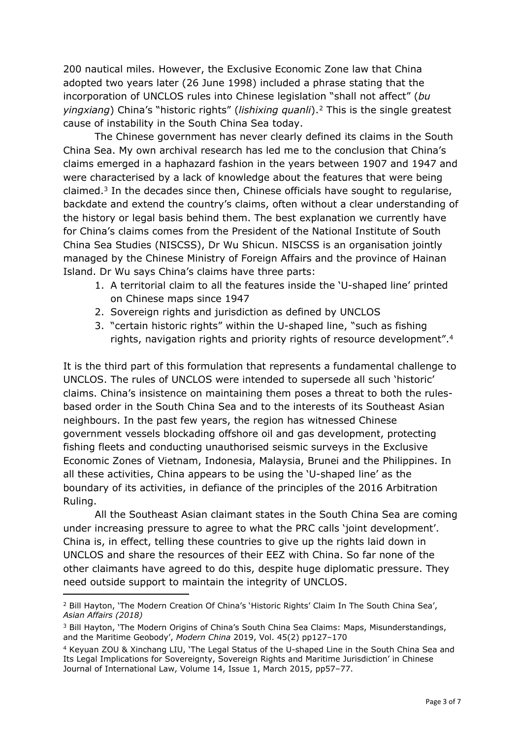200 nautical miles. However, the Exclusive Economic Zone law that China adopted two years later (26 June 1998) included a phrase stating that the incorporation of UNCLOS rules into Chinese legislation "shall not affect" (*bu yingxiang*) China's "historic rights" (*lishixing quanli*).[2] This is the single greatest cause of instability in the South China Sea today.

The Chinese government has never clearly defined its claims in the South China Sea. My own archival research has led me to the conclusion that China's claims emerged in a haphazard fashion in the years between 1907 and 1947 and were characterised by a lack of knowledge about the features that were being claimed.[3] In the decades since then, Chinese officials have sought to regularise, backdate and extend the country's claims, often without a clear understanding of the history or legal basis behind them. The best explanation we currently have for China's claims comes from the President of the National Institute of South China Sea Studies (NISCSS), Dr Wu Shicun. NISCSS is an organisation jointly managed by the Chinese Ministry of Foreign Affairs and the province of Hainan Island. Dr Wu says China's claims have three parts:

1. A territorial claim to all the features inside the 'U-shaped line' printed on Chinese maps since 1947
2. Sovereign rights and jurisdiction as defined by UNCLOS
3. "certain historic rights" within the U-shaped line, "such as fishing rights, navigation rights and priority rights of resource development".[4]

It is the third part of this formulation that represents a fundamental challenge to UNCLOS. The rules of UNCLOS were intended to supersede all such 'historic' claims. China's insistence on maintaining them poses a threat to both the rules-based order in the South China Sea and to the interests of its Southeast Asian neighbours. In the past few years, the region has witnessed Chinese government vessels blockading offshore oil and gas development, protecting fishing fleets and conducting unauthorised seismic surveys in the Exclusive Economic Zones of Vietnam, Indonesia, Malaysia, Brunei and the Philippines. In all these activities, China appears to be using the 'U-shaped line' as the boundary of its activities, in defiance of the principles of the 2016 Arbitration Ruling.

All the Southeast Asian claimant states in the South China Sea are coming under increasing pressure to agree to what the PRC calls 'joint development'. China is, in effect, telling these countries to give up the rights laid down in UNCLOS and share the resources of their EEZ with China. So far none of the other claimants have agreed to do this, despite huge diplomatic pressure. They need outside support to maintain the integrity of UNCLOS.

---

[2] Bill Hayton, 'The Modern Creation Of China's 'Historic Rights' Claim In The South China Sea', *Asian Affairs (2018)*

[3] Bill Hayton, 'The Modern Origins of China's South China Sea Claims: Maps, Misunderstandings, and the Maritime Geobody', *Modern China* 2019, Vol. 45(2) pp127–170

[4] Keyuan ZOU & Xinchang LIU, 'The Legal Status of the U-shaped Line in the South China Sea and Its Legal Implications for Sovereignty, Sovereign Rights and Maritime Jurisdiction' in Chinese Journal of International Law, Volume 14, Issue 1, March 2015, pp57–77.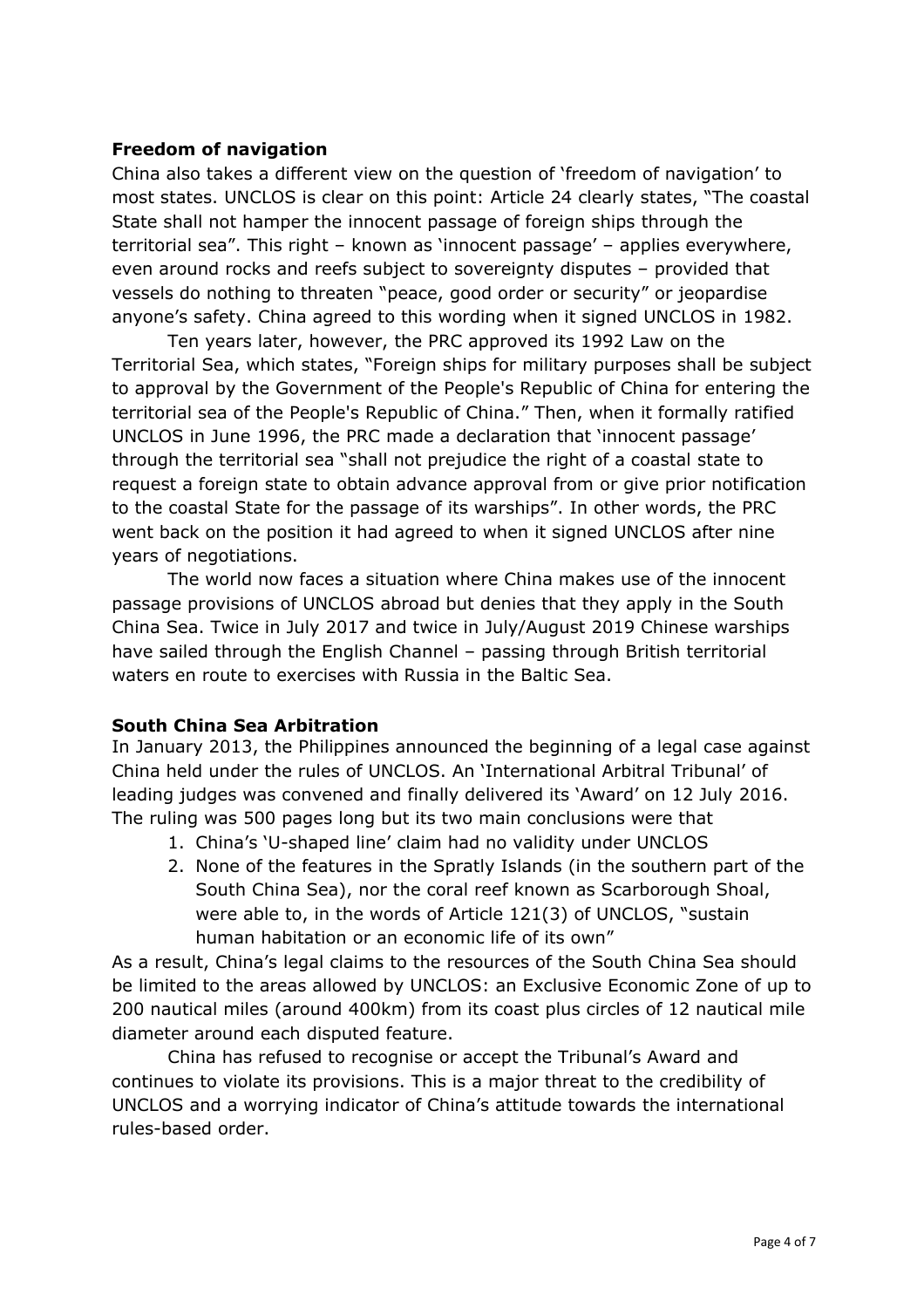**Freedom of navigation**

China also takes a different view on the question of 'freedom of navigation' to most states. UNCLOS is clear on this point: Article 24 clearly states, "The coastal State shall not hamper the innocent passage of foreign ships through the territorial sea". This right – known as 'innocent passage' – applies everywhere, even around rocks and reefs subject to sovereignty disputes – provided that vessels do nothing to threaten "peace, good order or security" or jeopardise anyone's safety. China agreed to this wording when it signed UNCLOS in 1982.

Ten years later, however, the PRC approved its 1992 Law on the Territorial Sea, which states, "Foreign ships for military purposes shall be subject to approval by the Government of the People's Republic of China for entering the territorial sea of the People's Republic of China." Then, when it formally ratified UNCLOS in June 1996, the PRC made a declaration that 'innocent passage' through the territorial sea "shall not prejudice the right of a coastal state to request a foreign state to obtain advance approval from or give prior notification to the coastal State for the passage of its warships". In other words, the PRC went back on the position it had agreed to when it signed UNCLOS after nine years of negotiations.

The world now faces a situation where China makes use of the innocent passage provisions of UNCLOS abroad but denies that they apply in the South China Sea. Twice in July 2017 and twice in July/August 2019 Chinese warships have sailed through the English Channel – passing through British territorial waters en route to exercises with Russia in the Baltic Sea.

**South China Sea Arbitration**

In January 2013, the Philippines announced the beginning of a legal case against China held under the rules of UNCLOS. An 'International Arbitral Tribunal' of leading judges was convened and finally delivered its 'Award' on 12 July 2016. The ruling was 500 pages long but its two main conclusions were that

1. China's 'U-shaped line' claim had no validity under UNCLOS
2. None of the features in the Spratly Islands (in the southern part of the South China Sea), nor the coral reef known as Scarborough Shoal, were able to, in the words of Article 121(3) of UNCLOS, "sustain human habitation or an economic life of its own"

As a result, China's legal claims to the resources of the South China Sea should be limited to the areas allowed by UNCLOS: an Exclusive Economic Zone of up to 200 nautical miles (around 400km) from its coast plus circles of 12 nautical mile diameter around each disputed feature.

China has refused to recognise or accept the Tribunal's Award and continues to violate its provisions. This is a major threat to the credibility of UNCLOS and a worrying indicator of China's attitude towards the international rules-based order.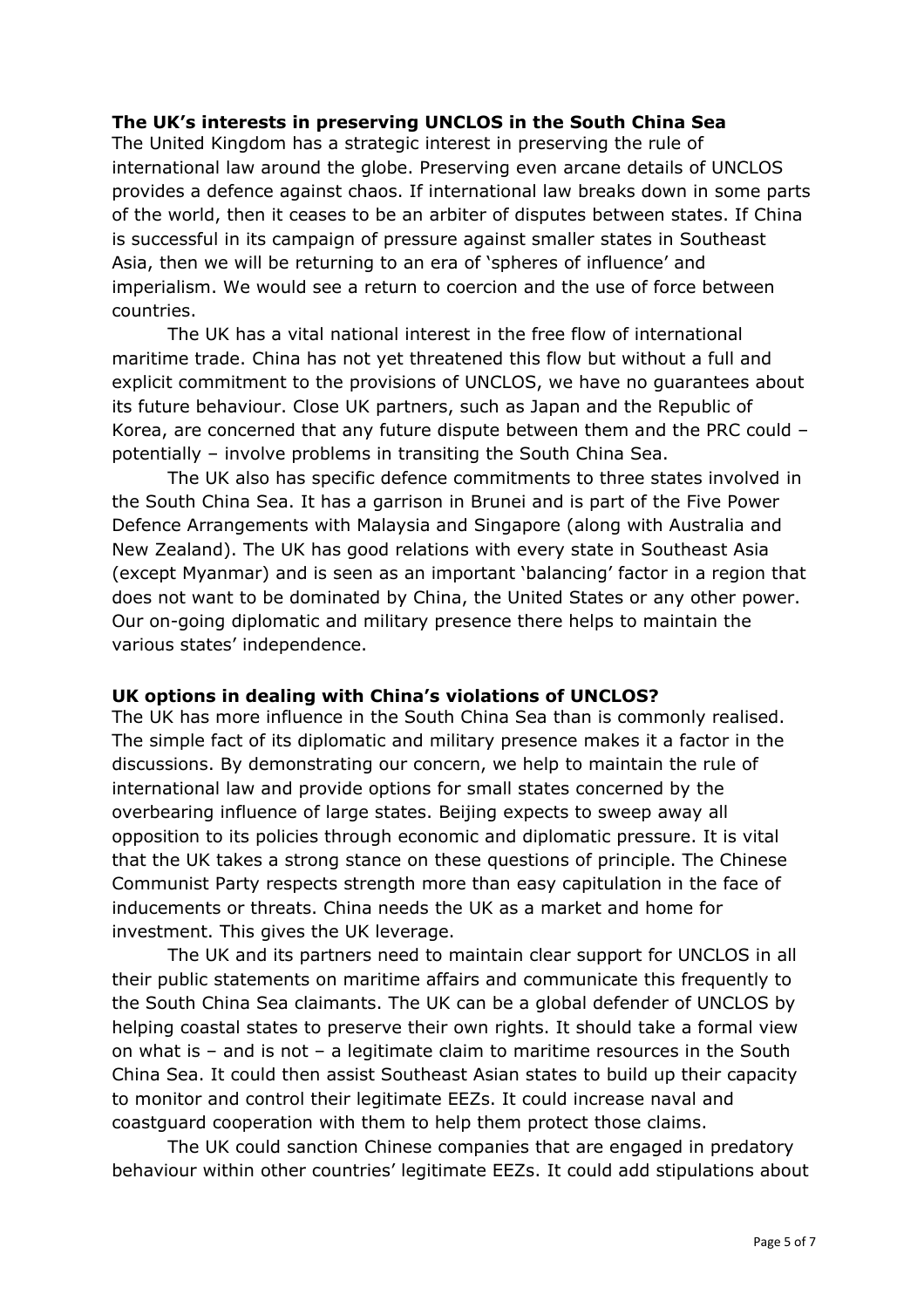**The UK's interests in preserving UNCLOS in the South China Sea**

The United Kingdom has a strategic interest in preserving the rule of international law around the globe. Preserving even arcane details of UNCLOS provides a defence against chaos. If international law breaks down in some parts of the world, then it ceases to be an arbiter of disputes between states. If China is successful in its campaign of pressure against smaller states in Southeast Asia, then we will be returning to an era of 'spheres of influence' and imperialism. We would see a return to coercion and the use of force between countries.

The UK has a vital national interest in the free flow of international maritime trade. China has not yet threatened this flow but without a full and explicit commitment to the provisions of UNCLOS, we have no guarantees about its future behaviour. Close UK partners, such as Japan and the Republic of Korea, are concerned that any future dispute between them and the PRC could – potentially – involve problems in transiting the South China Sea.

The UK also has specific defence commitments to three states involved in the South China Sea. It has a garrison in Brunei and is part of the Five Power Defence Arrangements with Malaysia and Singapore (along with Australia and New Zealand). The UK has good relations with every state in Southeast Asia (except Myanmar) and is seen as an important 'balancing' factor in a region that does not want to be dominated by China, the United States or any other power. Our on-going diplomatic and military presence there helps to maintain the various states' independence.

**UK options in dealing with China's violations of UNCLOS?**

The UK has more influence in the South China Sea than is commonly realised. The simple fact of its diplomatic and military presence makes it a factor in the discussions. By demonstrating our concern, we help to maintain the rule of international law and provide options for small states concerned by the overbearing influence of large states. Beijing expects to sweep away all opposition to its policies through economic and diplomatic pressure. It is vital that the UK takes a strong stance on these questions of principle. The Chinese Communist Party respects strength more than easy capitulation in the face of inducements or threats. China needs the UK as a market and home for investment. This gives the UK leverage.

The UK and its partners need to maintain clear support for UNCLOS in all their public statements on maritime affairs and communicate this frequently to the South China Sea claimants. The UK can be a global defender of UNCLOS by helping coastal states to preserve their own rights. It should take a formal view on what is – and is not – a legitimate claim to maritime resources in the South China Sea. It could then assist Southeast Asian states to build up their capacity to monitor and control their legitimate EEZs. It could increase naval and coastguard cooperation with them to help them protect those claims.

The UK could sanction Chinese companies that are engaged in predatory behaviour within other countries' legitimate EEZs. It could add stipulations about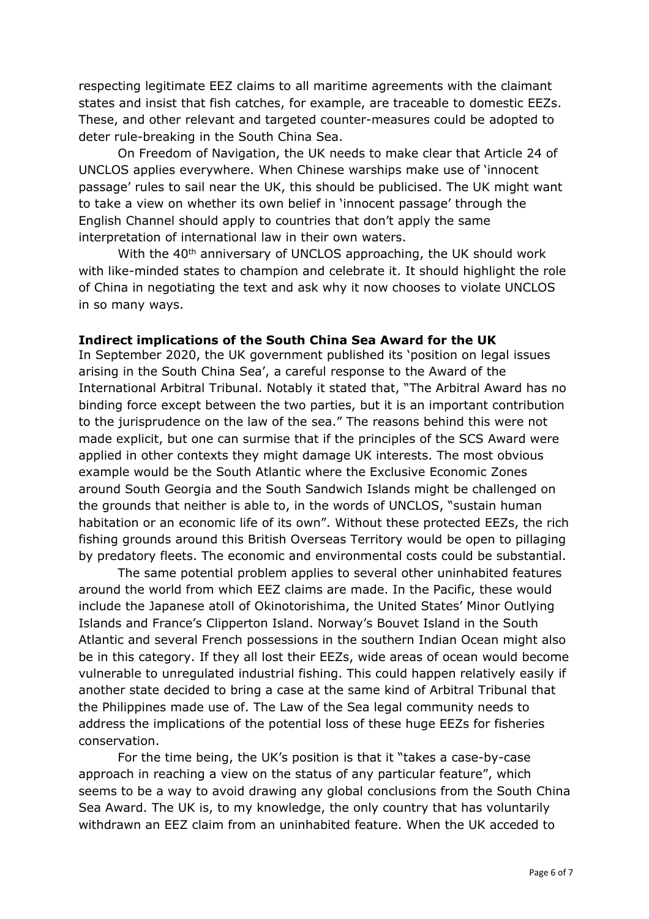respecting legitimate EEZ claims to all maritime agreements with the claimant states and insist that fish catches, for example, are traceable to domestic EEZs. These, and other relevant and targeted counter-measures could be adopted to deter rule-breaking in the South China Sea.

On Freedom of Navigation, the UK needs to make clear that Article 24 of UNCLOS applies everywhere. When Chinese warships make use of 'innocent passage' rules to sail near the UK, this should be publicised. The UK might want to take a view on whether its own belief in 'innocent passage' through the English Channel should apply to countries that don't apply the same interpretation of international law in their own waters.

With the 40th anniversary of UNCLOS approaching, the UK should work with like-minded states to champion and celebrate it. It should highlight the role of China in negotiating the text and ask why it now chooses to violate UNCLOS in so many ways.

**Indirect implications of the South China Sea Award for the UK**

In September 2020, the UK government published its 'position on legal issues arising in the South China Sea', a careful response to the Award of the International Arbitral Tribunal. Notably it stated that, "The Arbitral Award has no binding force except between the two parties, but it is an important contribution to the jurisprudence on the law of the sea." The reasons behind this were not made explicit, but one can surmise that if the principles of the SCS Award were applied in other contexts they might damage UK interests. The most obvious example would be the South Atlantic where the Exclusive Economic Zones around South Georgia and the South Sandwich Islands might be challenged on the grounds that neither is able to, in the words of UNCLOS, "sustain human habitation or an economic life of its own". Without these protected EEZs, the rich fishing grounds around this British Overseas Territory would be open to pillaging by predatory fleets. The economic and environmental costs could be substantial.

The same potential problem applies to several other uninhabited features around the world from which EEZ claims are made. In the Pacific, these would include the Japanese atoll of Okinotorishima, the United States' Minor Outlying Islands and France's Clipperton Island. Norway's Bouvet Island in the South Atlantic and several French possessions in the southern Indian Ocean might also be in this category. If they all lost their EEZs, wide areas of ocean would become vulnerable to unregulated industrial fishing. This could happen relatively easily if another state decided to bring a case at the same kind of Arbitral Tribunal that the Philippines made use of. The Law of the Sea legal community needs to address the implications of the potential loss of these huge EEZs for fisheries conservation.

For the time being, the UK's position is that it "takes a case-by-case approach in reaching a view on the status of any particular feature", which seems to be a way to avoid drawing any global conclusions from the South China Sea Award. The UK is, to my knowledge, the only country that has voluntarily withdrawn an EEZ claim from an uninhabited feature. When the UK acceded to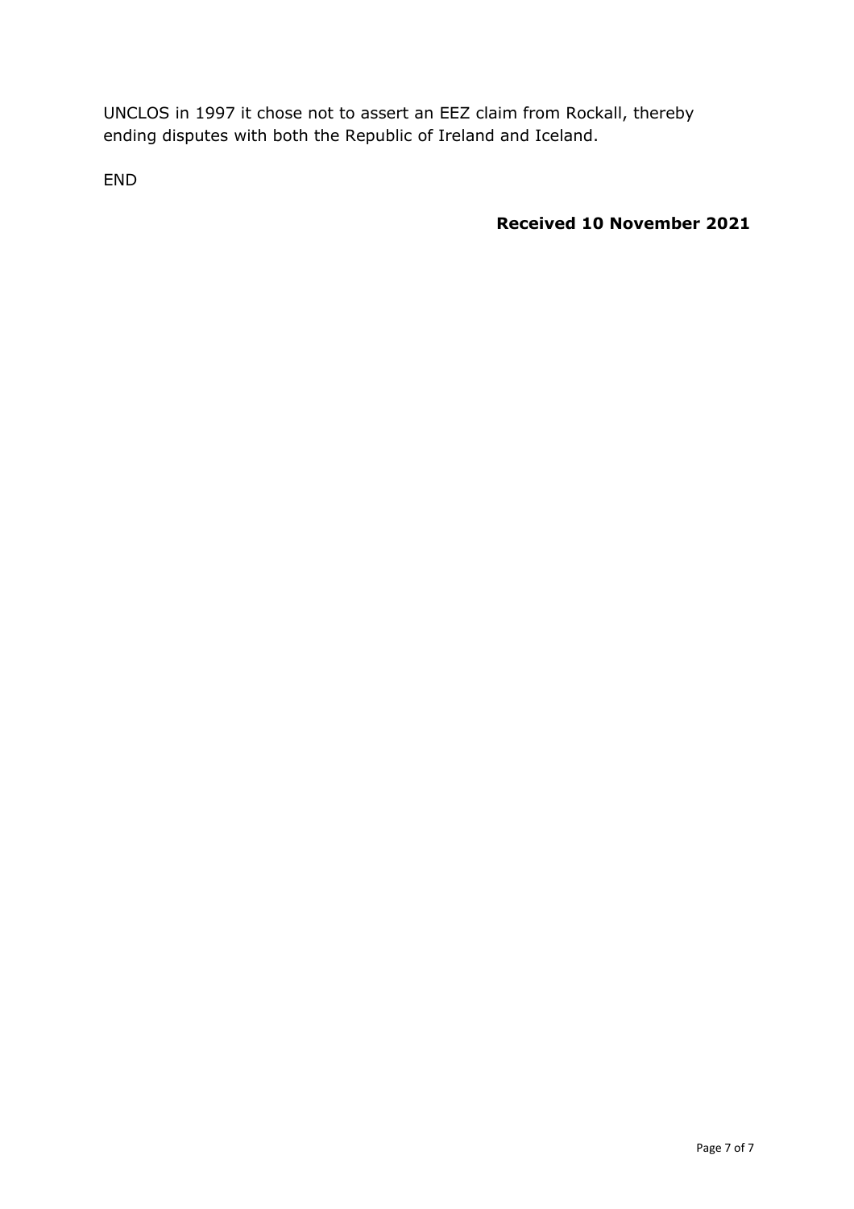UNCLOS in 1997 it chose not to assert an EEZ claim from Rockall, thereby ending disputes with both the Republic of Ireland and Iceland.

END

**Received 10 November 2021**